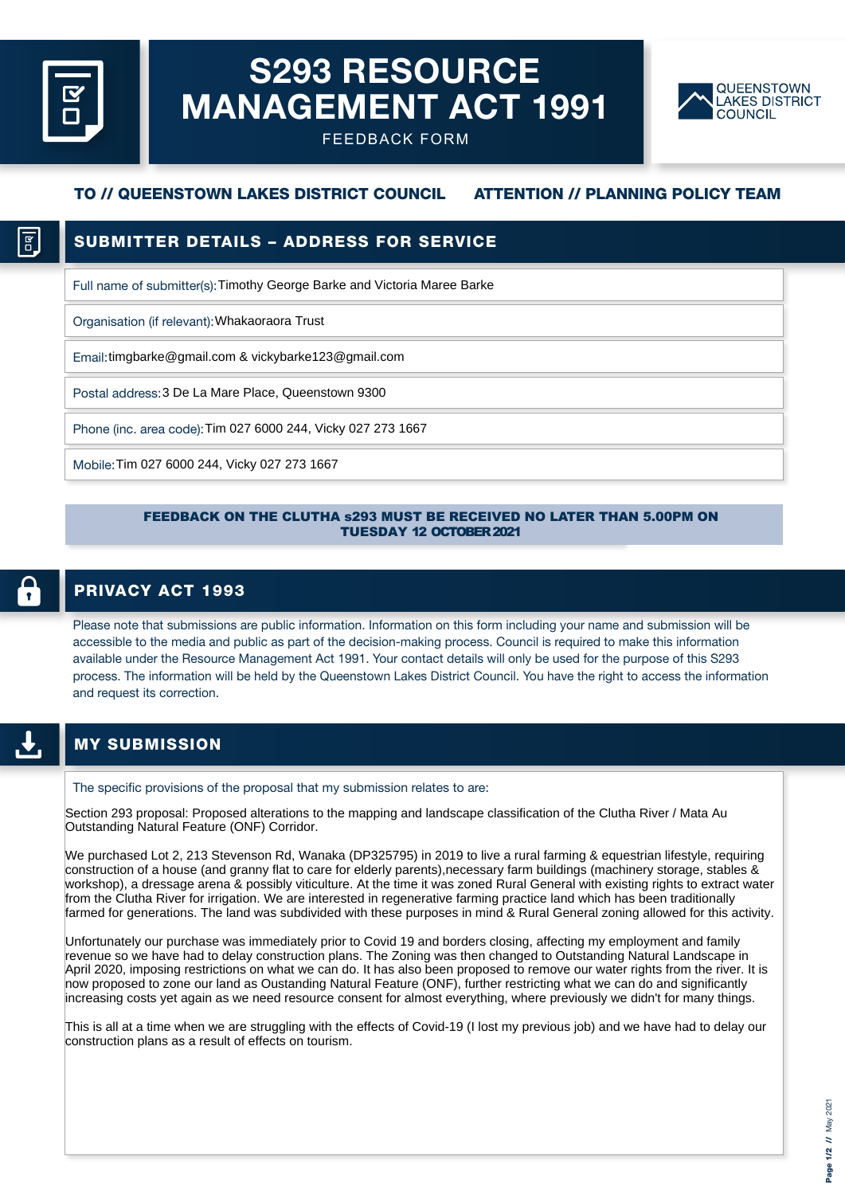# S293 RESOURCE MANAGEMENT ACT 1991

FEEDBACK FORM

QUEENSTOWN LAKES DISTRICT COUNCIL

**TO // QUEENSTOWN LAKES DISTRICT COUNCIL** **ATTENTION // PLANNING POLICY TEAM**

## SUBMITTER DETAILS – ADDRESS FOR SERVICE

Full name of submitter(s): Timothy George Barke and Victoria Maree Barke

Organisation (if relevant): Whakaoraora Trust

Email: timgbarke@gmail.com & vickybarke123@gmail.com

Postal address: 3 De La Mare Place, Queenstown 9300

Phone (inc. area code): Tim 027 6000 244, Vicky 027 273 1667

Mobile: Tim 027 6000 244, Vicky 027 273 1667

**FEEDBACK ON THE CLUTHA s293 MUST BE RECEIVED NO LATER THAN 5.00PM ON TUESDAY 12 OCTOBER 2021**

## PRIVACY ACT 1993

Please note that submissions are public information. Information on this form including your name and submission will be accessible to the media and public as part of the decision-making process. Council is required to make this information available under the Resource Management Act 1991. Your contact details will only be used for the purpose of this S293 process. The information will be held by the Queenstown Lakes District Council. You have the right to access the information and request its correction.

## MY SUBMISSION

The specific provisions of the proposal that my submission relates to are:

Section 293 proposal: Proposed alterations to the mapping and landscape classification of the Clutha River / Mata Au Outstanding Natural Feature (ONF) Corridor.

We purchased Lot 2, 213 Stevenson Rd, Wanaka (DP325795) in 2019 to live a rural farming & equestrian lifestyle, requiring construction of a house (and granny flat to care for elderly parents),necessary farm buildings (machinery storage, stables & workshop), a dressage arena & possibly viticulture. At the time it was zoned Rural General with existing rights to extract water from the Clutha River for irrigation. We are interested in regenerative farming practice land which has been traditionally farmed for generations. The land was subdivided with these purposes in mind & Rural General zoning allowed for this activity.

Unfortunately our purchase was immediately prior to Covid 19 and borders closing, affecting my employment and family revenue so we have had to delay construction plans. The Zoning was then changed to Outstanding Natural Landscape in April 2020, imposing restrictions on what we can do. It has also been proposed to remove our water rights from the river. It is now proposed to zone our land as Oustanding Natural Feature (ONF), further restricting what we can do and significantly increasing costs yet again as we need resource consent for almost everything, where previously we didn't for many things.

This is all at a time when we are struggling with the effects of Covid-19 (I lost my previous job) and we have had to delay our construction plans as a result of effects on tourism.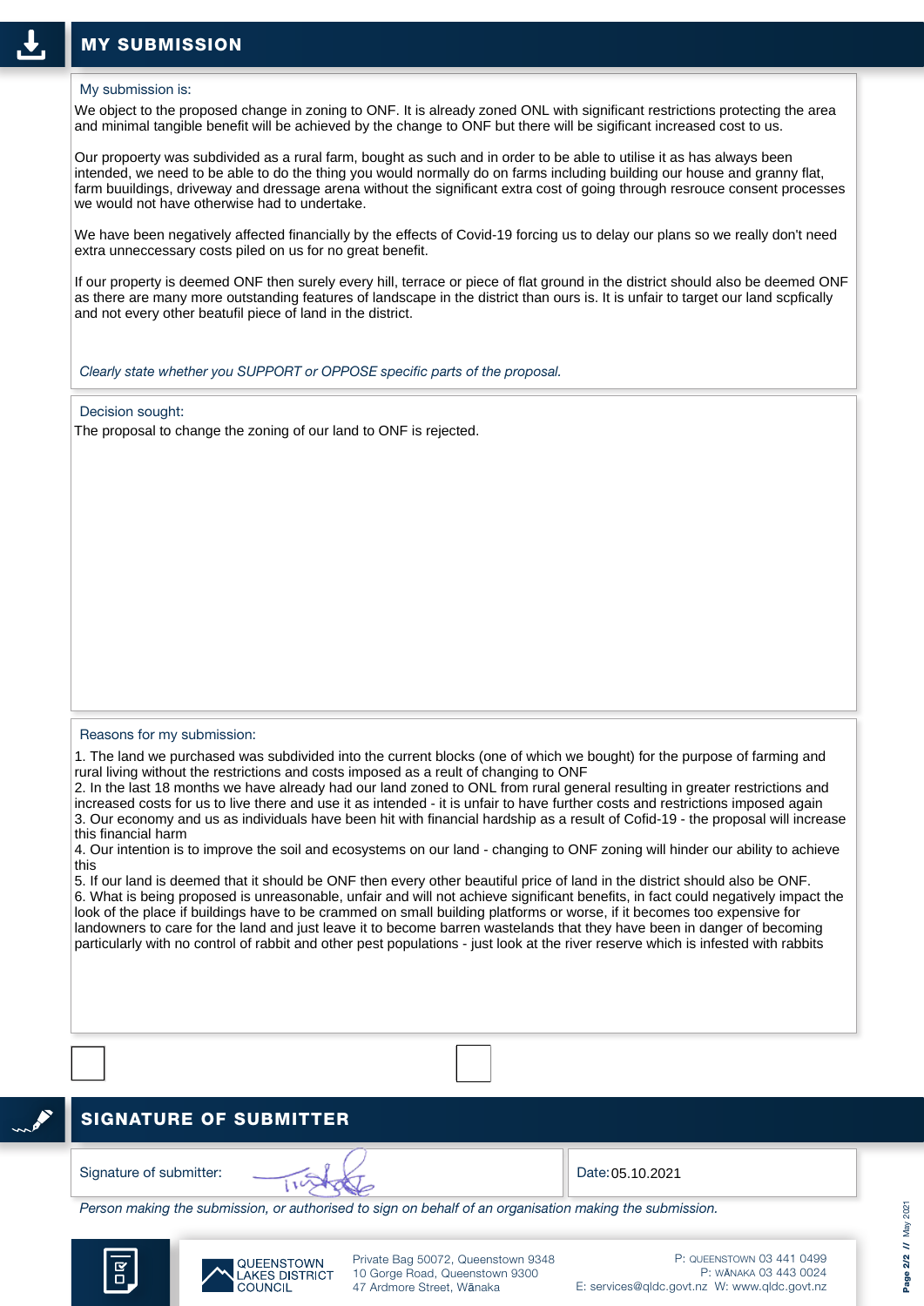## MY SUBMISSION

My submission is:

We object to the proposed change in zoning to ONF. It is already zoned ONL with significant restrictions protecting the area and minimal tangible benefit will be achieved by the change to ONF but there will be sigificant increased cost to us.

Our propoerty was subdivided as a rural farm, bought as such and in order to be able to utilise it as has always been intended, we need to be able to do the thing you would normally do on farms including building our house and granny flat, farm buuildings, driveway and dressage arena without the significant extra cost of going through resrouce consent processes we would not have otherwise had to undertake.

We have been negatively affected financially by the effects of Covid-19 forcing us to delay our plans so we really don't need extra unneccessary costs piled on us for no great benefit.

If our property is deemed ONF then surely every hill, terrace or piece of flat ground in the district should also be deemed ONF as there are many more outstanding features of landscape in the district than ours is. It is unfair to target our land scpfically and not every other beatufil piece of land in the district.

*Clearly state whether you SUPPORT or OPPOSE specific parts of the proposal.*

Decision sought:

The proposal to change the zoning of our land to ONF is rejected.

Reasons for my submission:

1. The land we purchased was subdivided into the current blocks (one of which we bought) for the purpose of farming and rural living without the restrictions and costs imposed as a reult of changing to ONF
2. In the last 18 months we have already had our land zoned to ONL from rural general resulting in greater restrictions and increased costs for us to live there and use it as intended - it is unfair to have further costs and restrictions imposed again
3. Our economy and us as individuals have been hit with financial hardship as a result of Cofid-19 - the proposal will increase this financial harm
4. Our intention is to improve the soil and ecosystems on our land - changing to ONF zoning will hinder our ability to achieve this
5. If our land is deemed that it should be ONF then every other beautiful price of land in the district should also be ONF.
6. What is being proposed is unreasonable, unfair and will not achieve significant benefits, in fact could negatively impact the look of the place if buildings have to be crammed on small building platforms or worse, if it becomes too expensive for landowners to care for the land and just leave it to become barren wastelands that they have been in danger of becoming particularly with no control of rabbit and other pest populations - just look at the river reserve which is infested with rabbits

## SIGNATURE OF SUBMITTER

| Signature of submitter: | Date: 05.10.2021 |
|---|---|

*Person making the submission, or authorised to sign on behalf of an organisation making the submission.*

QUEENSTOWN LAKES DISTRICT COUNCIL

Private Bag 50072, Queenstown 9348
10 Gorge Road, Queenstown 9300
47 Ardmore Street, Wānaka

P: QUEENSTOWN 03 441 0499
P: WĀNAKA 03 443 0024
E: services@qldc.govt.nz W: www.qldc.govt.nz